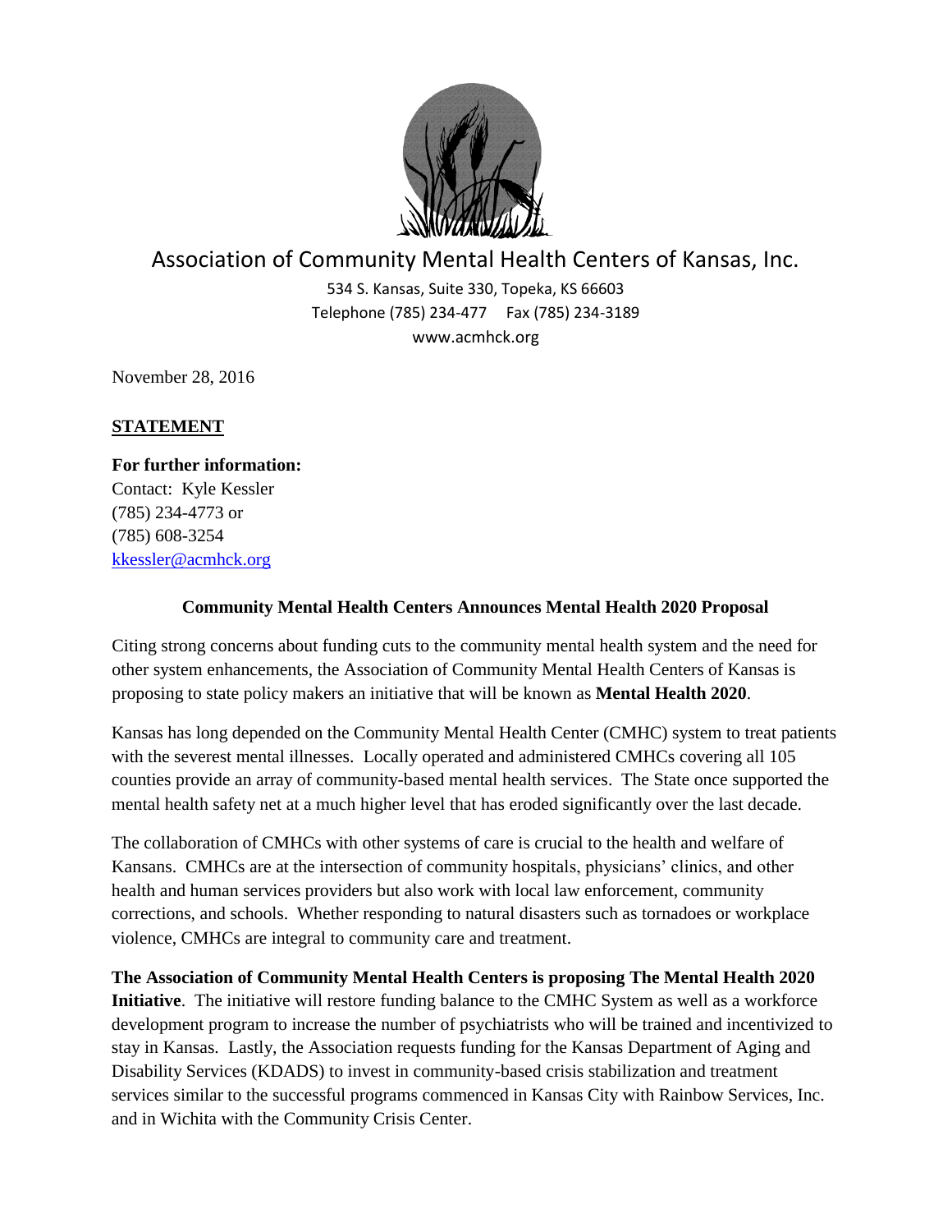# Association of Community Mental Health Centers of Kansas, Inc.

534 S. Kansas, Suite 330, Topeka, KS 66603
Telephone (785) 234-477 Fax (785) 234-3189
www.acmhck.org

November 28, 2016

**STATEMENT**

**For further information:**
Contact: Kyle Kessler
(785) 234-4773 or
(785) 608-3254
kkessler@acmhck.org

## Community Mental Health Centers Announces Mental Health 2020 Proposal

Citing strong concerns about funding cuts to the community mental health system and the need for other system enhancements, the Association of Community Mental Health Centers of Kansas is proposing to state policy makers an initiative that will be known as **Mental Health 2020**.

Kansas has long depended on the Community Mental Health Center (CMHC) system to treat patients with the severest mental illnesses. Locally operated and administered CMHCs covering all 105 counties provide an array of community-based mental health services. The State once supported the mental health safety net at a much higher level that has eroded significantly over the last decade.

The collaboration of CMHCs with other systems of care is crucial to the health and welfare of Kansans. CMHCs are at the intersection of community hospitals, physicians' clinics, and other health and human services providers but also work with local law enforcement, community corrections, and schools. Whether responding to natural disasters such as tornadoes or workplace violence, CMHCs are integral to community care and treatment.

**The Association of Community Mental Health Centers is proposing The Mental Health 2020 Initiative**. The initiative will restore funding balance to the CMHC System as well as a workforce development program to increase the number of psychiatrists who will be trained and incentivized to stay in Kansas. Lastly, the Association requests funding for the Kansas Department of Aging and Disability Services (KDADS) to invest in community-based crisis stabilization and treatment services similar to the successful programs commenced in Kansas City with Rainbow Services, Inc. and in Wichita with the Community Crisis Center.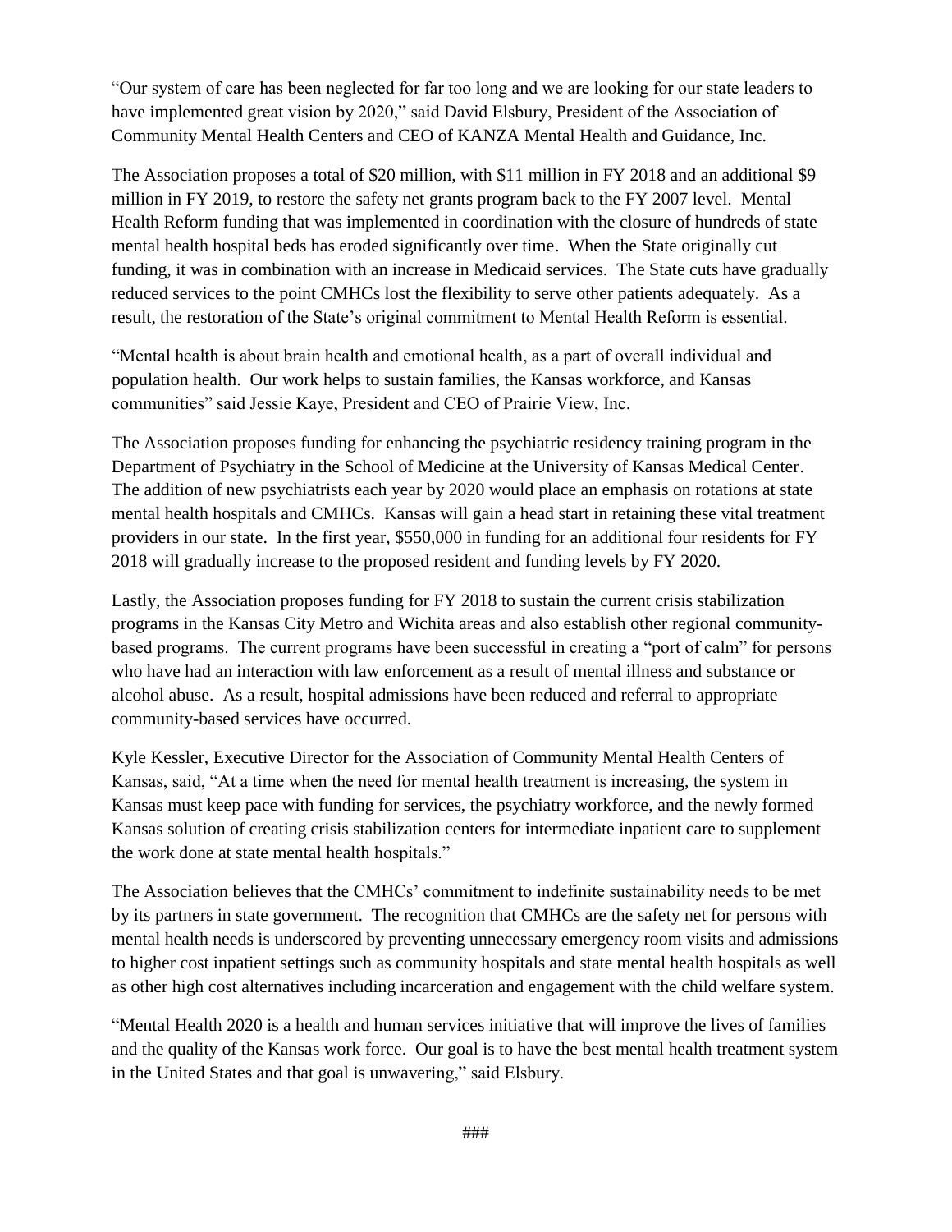"Our system of care has been neglected for far too long and we are looking for our state leaders to have implemented great vision by 2020," said David Elsbury, President of the Association of Community Mental Health Centers and CEO of KANZA Mental Health and Guidance, Inc.

The Association proposes a total of $20 million, with $11 million in FY 2018 and an additional $9 million in FY 2019, to restore the safety net grants program back to the FY 2007 level. Mental Health Reform funding that was implemented in coordination with the closure of hundreds of state mental health hospital beds has eroded significantly over time. When the State originally cut funding, it was in combination with an increase in Medicaid services. The State cuts have gradually reduced services to the point CMHCs lost the flexibility to serve other patients adequately. As a result, the restoration of the State's original commitment to Mental Health Reform is essential.

"Mental health is about brain health and emotional health, as a part of overall individual and population health. Our work helps to sustain families, the Kansas workforce, and Kansas communities" said Jessie Kaye, President and CEO of Prairie View, Inc.

The Association proposes funding for enhancing the psychiatric residency training program in the Department of Psychiatry in the School of Medicine at the University of Kansas Medical Center. The addition of new psychiatrists each year by 2020 would place an emphasis on rotations at state mental health hospitals and CMHCs. Kansas will gain a head start in retaining these vital treatment providers in our state. In the first year, $550,000 in funding for an additional four residents for FY 2018 will gradually increase to the proposed resident and funding levels by FY 2020.

Lastly, the Association proposes funding for FY 2018 to sustain the current crisis stabilization programs in the Kansas City Metro and Wichita areas and also establish other regional community-based programs. The current programs have been successful in creating a "port of calm" for persons who have had an interaction with law enforcement as a result of mental illness and substance or alcohol abuse. As a result, hospital admissions have been reduced and referral to appropriate community-based services have occurred.

Kyle Kessler, Executive Director for the Association of Community Mental Health Centers of Kansas, said, "At a time when the need for mental health treatment is increasing, the system in Kansas must keep pace with funding for services, the psychiatry workforce, and the newly formed Kansas solution of creating crisis stabilization centers for intermediate inpatient care to supplement the work done at state mental health hospitals."

The Association believes that the CMHCs' commitment to indefinite sustainability needs to be met by its partners in state government. The recognition that CMHCs are the safety net for persons with mental health needs is underscored by preventing unnecessary emergency room visits and admissions to higher cost inpatient settings such as community hospitals and state mental health hospitals as well as other high cost alternatives including incarceration and engagement with the child welfare system.

"Mental Health 2020 is a health and human services initiative that will improve the lives of families and the quality of the Kansas work force. Our goal is to have the best mental health treatment system in the United States and that goal is unwavering," said Elsbury.

###